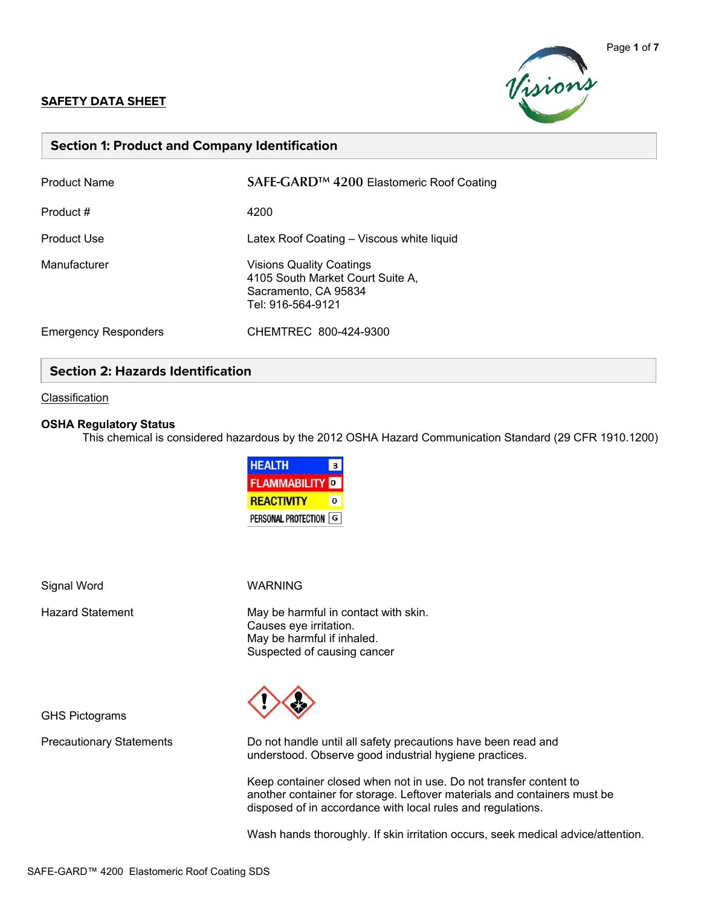**SAFETY DATA SHEET**

## Section 1: Product and Company Identification

| | |
|---|---|
| Product Name | SAFE-GARD™ 4200 Elastomeric Roof Coating |
| Product # | 4200 |
| Product Use | Latex Roof Coating – Viscous white liquid |
| Manufacturer | Visions Quality Coatings<br>4105 South Market Court Suite A,<br>Sacramento, CA 95834<br>Tel: 916-564-9121 |
| Emergency Responders | CHEMTREC 800-424-9300 |

## Section 2: Hazards Identification

Classification

**OSHA Regulatory Status**

This chemical is considered hazardous by the 2012 OSHA Hazard Communication Standard (29 CFR 1910.1200)

| | |
|---|---|
| HEALTH | 3 |
| FLAMMABILITY | 0 |
| REACTIVITY | 0 |
| PERSONAL PROTECTION | G |

Signal Word: WARNING

Hazard Statement:
May be harmful in contact with skin.
Causes eye irritation.
May be harmful if inhaled.
Suspected of causing cancer

GHS Pictograms

Precautionary Statements:

Do not handle until all safety precautions have been read and understood. Observe good industrial hygiene practices.

Keep container closed when not in use. Do not transfer content to another container for storage. Leftover materials and containers must be disposed of in accordance with local rules and regulations.

Wash hands thoroughly. If skin irritation occurs, seek medical advice/attention.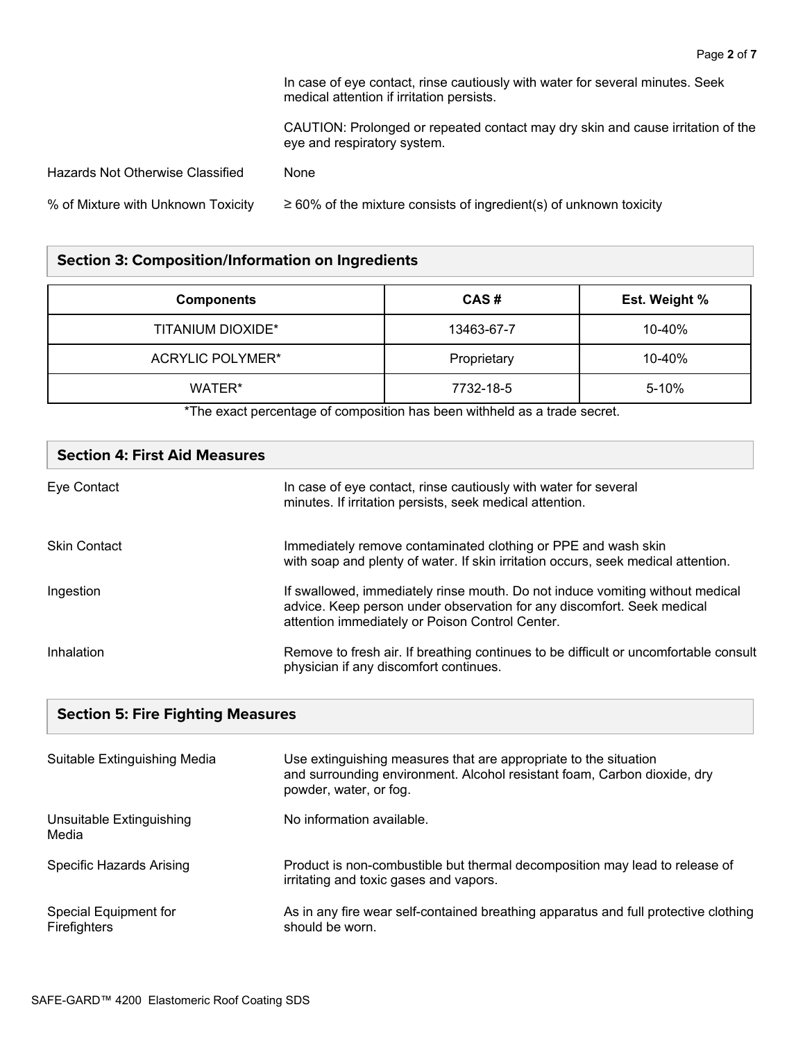In case of eye contact, rinse cautiously with water for several minutes. Seek medical attention if irritation persists.

CAUTION: Prolonged or repeated contact may dry skin and cause irritation of the eye and respiratory system.

Hazards Not Otherwise Classified: None

% of Mixture with Unknown Toxicity: ≥ 60% of the mixture consists of ingredient(s) of unknown toxicity

## Section 3: Composition/Information on Ingredients

| Components | CAS # | Est. Weight % |
|---|---|---|
| TITANIUM DIOXIDE* | 13463-67-7 | 10-40% |
| ACRYLIC POLYMER* | Proprietary | 10-40% |
| WATER* | 7732-18-5 | 5-10% |

*The exact percentage of composition has been withheld as a trade secret.

## Section 4: First Aid Measures

**Eye Contact:** In case of eye contact, rinse cautiously with water for several minutes. If irritation persists, seek medical attention.

**Skin Contact:** Immediately remove contaminated clothing or PPE and wash skin with soap and plenty of water. If skin irritation occurs, seek medical attention.

**Ingestion:** If swallowed, immediately rinse mouth. Do not induce vomiting without medical advice. Keep person under observation for any discomfort. Seek medical attention immediately or Poison Control Center.

**Inhalation:** Remove to fresh air. If breathing continues to be difficult or uncomfortable consult physician if any discomfort continues.

## Section 5: Fire Fighting Measures

**Suitable Extinguishing Media:** Use extinguishing measures that are appropriate to the situation and surrounding environment. Alcohol resistant foam, Carbon dioxide, dry powder, water, or fog.

**Unsuitable Extinguishing Media:** No information available.

**Specific Hazards Arising:** Product is non-combustible but thermal decomposition may lead to release of irritating and toxic gases and vapors.

**Special Equipment for Firefighters:** As in any fire wear self-contained breathing apparatus and full protective clothing should be worn.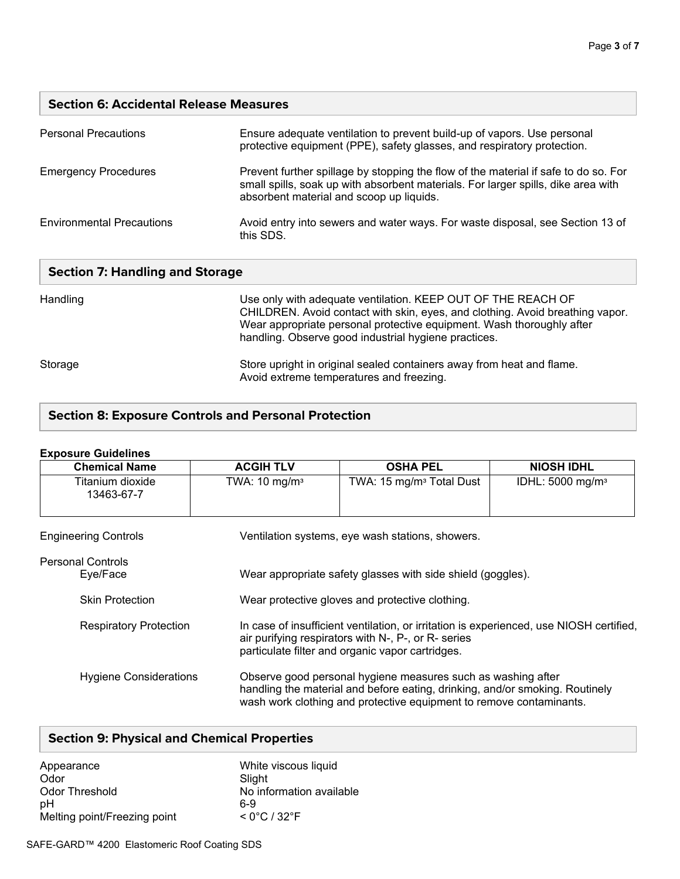## Section 6: Accidental Release Measures

| | |
|---|---|
| Personal Precautions | Ensure adequate ventilation to prevent build-up of vapors. Use personal protective equipment (PPE), safety glasses, and respiratory protection. |
| Emergency Procedures | Prevent further spillage by stopping the flow of the material if safe to do so. For small spills, soak up with absorbent materials. For larger spills, dike area with absorbent material and scoop up liquids. |
| Environmental Precautions | Avoid entry into sewers and water ways. For waste disposal, see Section 13 of this SDS. |

## Section 7: Handling and Storage

| | |
|---|---|
| Handling | Use only with adequate ventilation. KEEP OUT OF THE REACH OF CHILDREN. Avoid contact with skin, eyes, and clothing. Avoid breathing vapor. Wear appropriate personal protective equipment. Wash thoroughly after handling. Observe good industrial hygiene practices. |
| Storage | Store upright in original sealed containers away from heat and flame. Avoid extreme temperatures and freezing. |

## Section 8: Exposure Controls and Personal Protection

**Exposure Guidelines**

| Chemical Name | ACGIH TLV | OSHA PEL | NIOSH IDHL |
|---|---|---|---|
| Titanium dioxide 13463-67-7 | TWA: 10 mg/m³ | TWA: 15 mg/m³ Total Dust | IDHL: 5000 mg/m³ |

Engineering Controls: Ventilation systems, eye wash stations, showers.

Personal Controls

- Eye/Face: Wear appropriate safety glasses with side shield (goggles).
- Skin Protection: Wear protective gloves and protective clothing.
- Respiratory Protection: In case of insufficient ventilation, or irritation is experienced, use NIOSH certified, air purifying respirators with N-, P-, or R- series particulate filter and organic vapor cartridges.
- Hygiene Considerations: Observe good personal hygiene measures such as washing after handling the material and before eating, drinking, and/or smoking. Routinely wash work clothing and protective equipment to remove contaminants.

## Section 9: Physical and Chemical Properties

| | |
|---|---|
| Appearance | White viscous liquid |
| Odor | Slight |
| Odor Threshold | No information available |
| pH | 6-9 |
| Melting point/Freezing point | < 0°C / 32°F |

SAFE-GARD™ 4200 Elastomeric Roof Coating SDS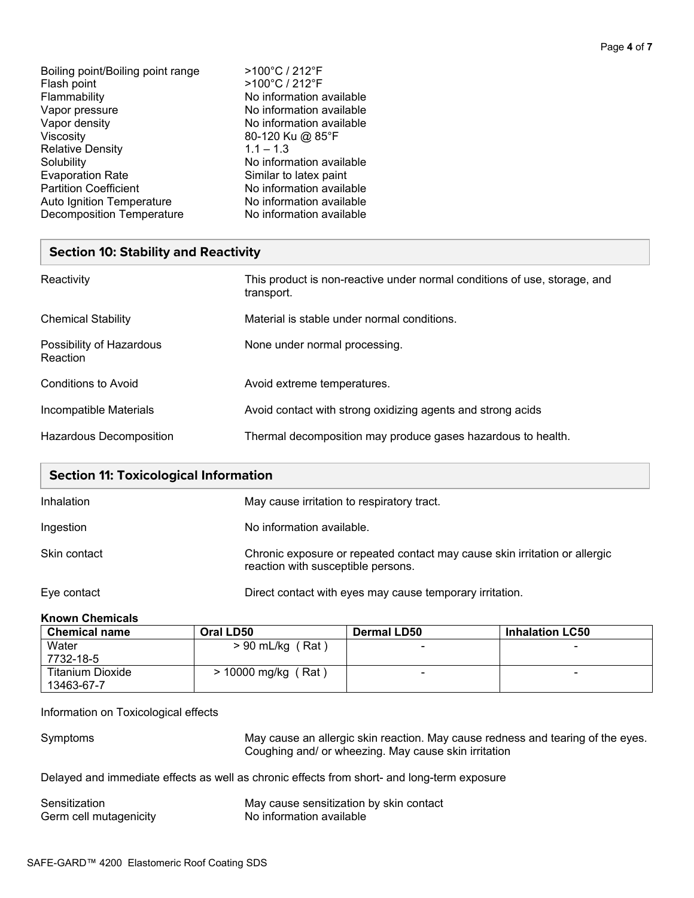| | |
|---|---|
| Boiling point/Boiling point range | >100°C / 212°F |
| Flash point | >100°C / 212°F |
| Flammability | No information available |
| Vapor pressure | No information available |
| Vapor density | No information available |
| Viscosity | 80-120 Ku @ 85°F |
| Relative Density | 1.1 – 1.3 |
| Solubility | No information available |
| Evaporation Rate | Similar to latex paint |
| Partition Coefficient | No information available |
| Auto Ignition Temperature | No information available |
| Decomposition Temperature | No information available |

## Section 10: Stability and Reactivity

| | |
|---|---|
| Reactivity | This product is non-reactive under normal conditions of use, storage, and transport. |
| Chemical Stability | Material is stable under normal conditions. |
| Possibility of Hazardous Reaction | None under normal processing. |
| Conditions to Avoid | Avoid extreme temperatures. |
| Incompatible Materials | Avoid contact with strong oxidizing agents and strong acids |
| Hazardous Decomposition | Thermal decomposition may produce gases hazardous to health. |

## Section 11: Toxicological Information

| | |
|---|---|
| Inhalation | May cause irritation to respiratory tract. |
| Ingestion | No information available. |
| Skin contact | Chronic exposure or repeated contact may cause skin irritation or allergic reaction with susceptible persons. |
| Eye contact | Direct contact with eyes may cause temporary irritation. |

**Known Chemicals**

| Chemical name | Oral LD50 | Dermal LD50 | Inhalation LC50 |
|---|---|---|---|
| Water<br>7732-18-5 | > 90 mL/kg ( Rat ) | - | - |
| Titanium Dioxide<br>13463-67-7 | > 10000 mg/kg ( Rat ) | - | - |

Information on Toxicological effects

| | |
|---|---|
| Symptoms | May cause an allergic skin reaction. May cause redness and tearing of the eyes. Coughing and/ or wheezing. May cause skin irritation |

Delayed and immediate effects as well as chronic effects from short- and long-term exposure

| | |
|---|---|
| Sensitization | May cause sensitization by skin contact |
| Germ cell mutagenicity | No information available |

SAFE-GARD™ 4200 Elastomeric Roof Coating SDS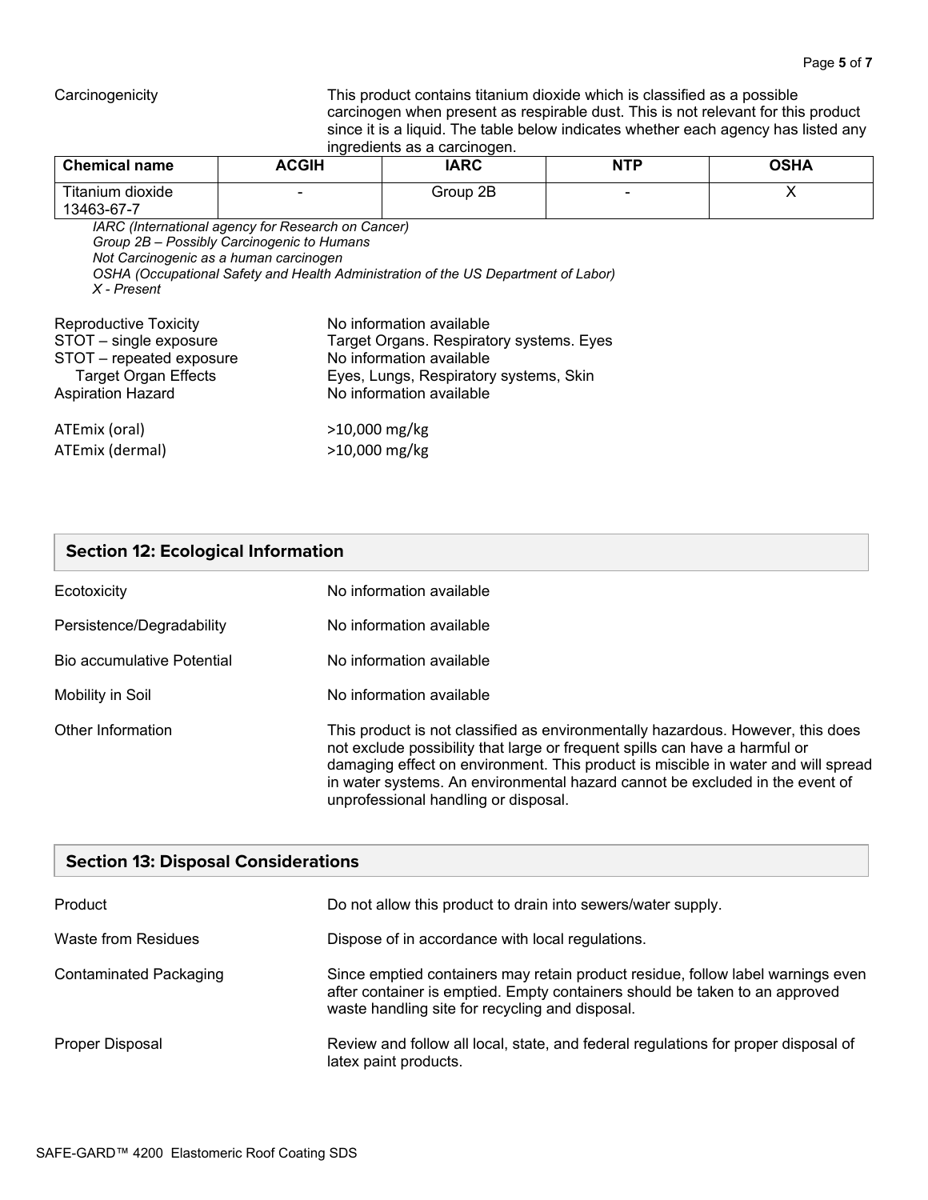Carcinogenicity

This product contains titanium dioxide which is classified as a possible carcinogen when present as respirable dust. This is not relevant for this product since it is a liquid. The table below indicates whether each agency has listed any ingredients as a carcinogen.

| Chemical name | ACGIH | IARC | NTP | OSHA |
|---|---|---|---|---|
| Titanium dioxide 13463-67-7 | - | Group 2B | - | X |

*IARC (International agency for Research on Cancer)*
*Group 2B – Possibly Carcinogenic to Humans*
*Not Carcinogenic as a human carcinogen*
*OSHA (Occupational Safety and Health Administration of the US Department of Labor)*
*X - Present*

| | |
|---|---|
| Reproductive Toxicity | No information available |
| STOT – single exposure | Target Organs. Respiratory systems. Eyes |
| STOT – repeated exposure | No information available |
| Target Organ Effects | Eyes, Lungs, Respiratory systems, Skin |
| Aspiration Hazard | No information available |
| ATEmix (oral) | >10,000 mg/kg |
| ATEmix (dermal) | >10,000 mg/kg |

## Section 12: Ecological Information

| | |
|---|---|
| Ecotoxicity | No information available |
| Persistence/Degradability | No information available |
| Bio accumulative Potential | No information available |
| Mobility in Soil | No information available |
| Other Information | This product is not classified as environmentally hazardous. However, this does not exclude possibility that large or frequent spills can have a harmful or damaging effect on environment. This product is miscible in water and will spread in water systems. An environmental hazard cannot be excluded in the event of unprofessional handling or disposal. |

## Section 13: Disposal Considerations

| | |
|---|---|
| Product | Do not allow this product to drain into sewers/water supply. |
| Waste from Residues | Dispose of in accordance with local regulations. |
| Contaminated Packaging | Since emptied containers may retain product residue, follow label warnings even after container is emptied. Empty containers should be taken to an approved waste handling site for recycling and disposal. |
| Proper Disposal | Review and follow all local, state, and federal regulations for proper disposal of latex paint products. |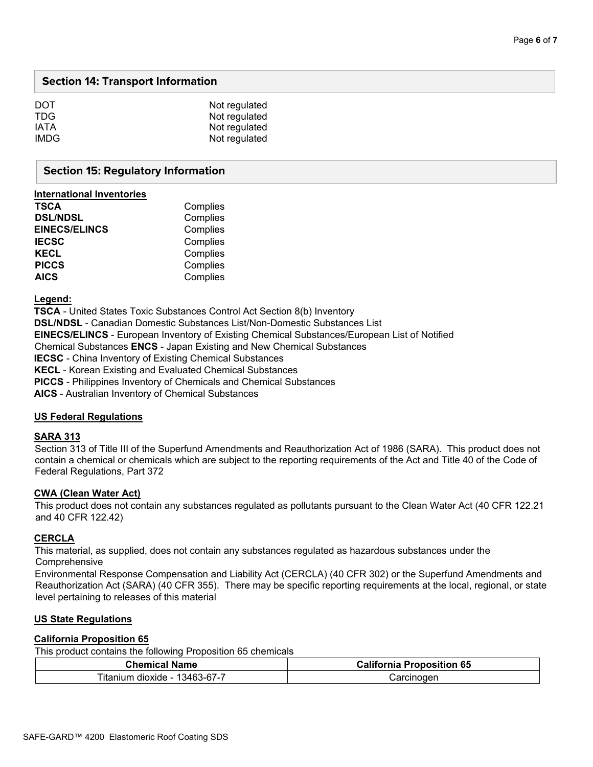## Section 14: Transport Information

| | |
|---|---|
| DOT | Not regulated |
| TDG | Not regulated |
| IATA | Not regulated |
| IMDG | Not regulated |

## Section 15: Regulatory Information

**International Inventories**

| | |
|---|---|
| **TSCA** | Complies |
| **DSL/NDSL** | Complies |
| **EINECS/ELINCS** | Complies |
| **IECSC** | Complies |
| **KECL** | Complies |
| **PICCS** | Complies |
| **AICS** | Complies |

**Legend:**

**TSCA** - United States Toxic Substances Control Act Section 8(b) Inventory
**DSL/NDSL** - Canadian Domestic Substances List/Non-Domestic Substances List
**EINECS/ELINCS** - European Inventory of Existing Chemical Substances/European List of Notified Chemical Substances **ENCS** - Japan Existing and New Chemical Substances
**IECSC** - China Inventory of Existing Chemical Substances
**KECL** - Korean Existing and Evaluated Chemical Substances
**PICCS** - Philippines Inventory of Chemicals and Chemical Substances
**AICS** - Australian Inventory of Chemical Substances

### US Federal Regulations

**SARA 313**

Section 313 of Title III of the Superfund Amendments and Reauthorization Act of 1986 (SARA). This product does not contain a chemical or chemicals which are subject to the reporting requirements of the Act and Title 40 of the Code of Federal Regulations, Part 372

**CWA (Clean Water Act)**

This product does not contain any substances regulated as pollutants pursuant to the Clean Water Act (40 CFR 122.21 and 40 CFR 122.42)

**CERCLA**

This material, as supplied, does not contain any substances regulated as hazardous substances under the Comprehensive
Environmental Response Compensation and Liability Act (CERCLA) (40 CFR 302) or the Superfund Amendments and Reauthorization Act (SARA) (40 CFR 355). There may be specific reporting requirements at the local, regional, or state level pertaining to releases of this material

### US State Regulations

**California Proposition 65**

This product contains the following Proposition 65 chemicals

| Chemical Name | California Proposition 65 |
|---|---|
| Titanium dioxide - 13463-67-7 | Carcinogen |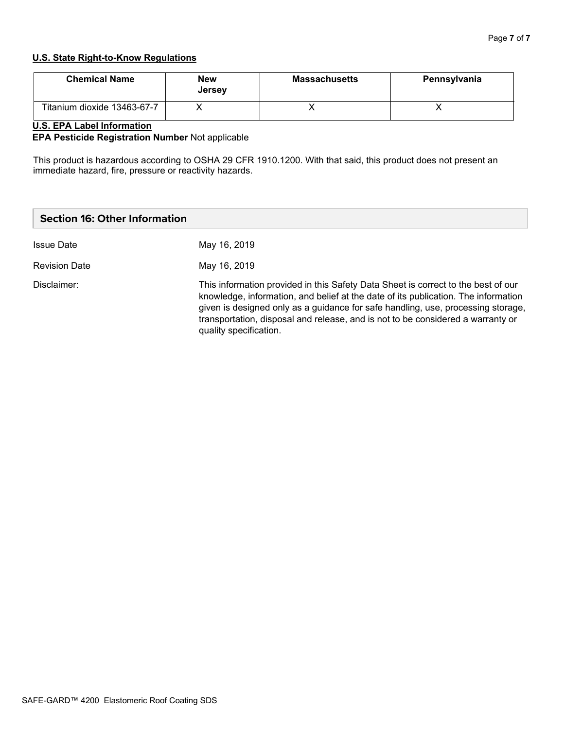**U.S. State Right-to-Know Regulations**

| Chemical Name | New Jersey | Massachusetts | Pennsylvania |
| --- | --- | --- | --- |
| Titanium dioxide 13463-67-7 | X | X | X |

**U.S. EPA Label Information**

**EPA Pesticide Registration Number** Not applicable

This product is hazardous according to OSHA 29 CFR 1910.1200. With that said, this product does not present an immediate hazard, fire, pressure or reactivity hazards.

## Section 16: Other Information

Issue Date — May 16, 2019

Revision Date — May 16, 2019

Disclaimer: — This information provided in this Safety Data Sheet is correct to the best of our knowledge, information, and belief at the date of its publication. The information given is designed only as a guidance for safe handling, use, processing storage, transportation, disposal and release, and is not to be considered a warranty or quality specification.